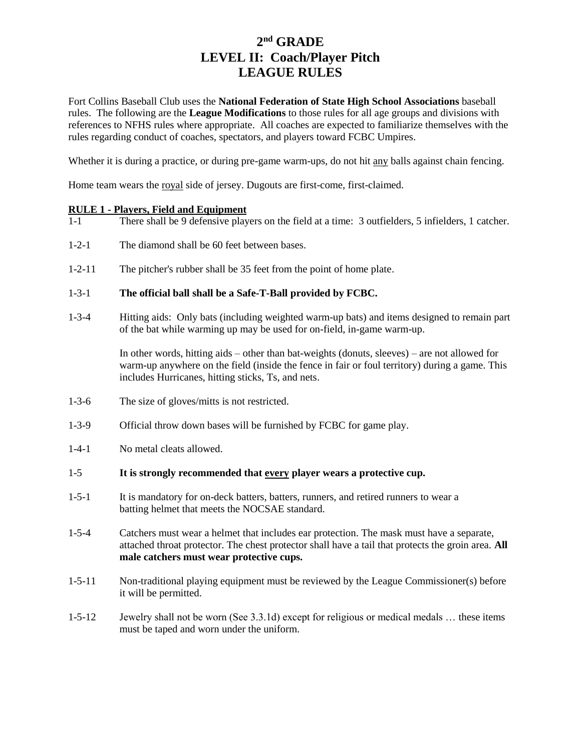# 2nd GRADE
# LEVEL II: Coach/Player Pitch
# LEAGUE RULES

Fort Collins Baseball Club uses the **National Federation of State High School Associations** baseball rules. The following are the **League Modifications** to those rules for all age groups and divisions with references to NFHS rules where appropriate. All coaches are expected to familiarize themselves with the rules regarding conduct of coaches, spectators, and players toward FCBC Umpires.

Whether it is during a practice, or during pre-game warm-ups, do not hit any balls against chain fencing.

Home team wears the royal side of jersey. Dugouts are first-come, first-claimed.

## RULE 1 - Players, Field and Equipment

1-1 There shall be 9 defensive players on the field at a time: 3 outfielders, 5 infielders, 1 catcher.

1-2-1 The diamond shall be 60 feet between bases.

1-2-11 The pitcher's rubber shall be 35 feet from the point of home plate.

1-3-1 **The official ball shall be a Safe-T-Ball provided by FCBC.**

1-3-4 Hitting aids: Only bats (including weighted warm-up bats) and items designed to remain part of the bat while warming up may be used for on-field, in-game warm-up.

In other words, hitting aids – other than bat-weights (donuts, sleeves) – are not allowed for warm-up anywhere on the field (inside the fence in fair or foul territory) during a game. This includes Hurricanes, hitting sticks, Ts, and nets.

1-3-6 The size of gloves/mitts is not restricted.

1-3-9 Official throw down bases will be furnished by FCBC for game play.

1-4-1 No metal cleats allowed.

1-5 **It is strongly recommended that every player wears a protective cup.**

1-5-1 It is mandatory for on-deck batters, batters, runners, and retired runners to wear a batting helmet that meets the NOCSAE standard.

1-5-4 Catchers must wear a helmet that includes ear protection. The mask must have a separate, attached throat protector. The chest protector shall have a tail that protects the groin area. **All male catchers must wear protective cups.**

1-5-11 Non-traditional playing equipment must be reviewed by the League Commissioner(s) before it will be permitted.

1-5-12 Jewelry shall not be worn (See 3.3.1d) except for religious or medical medals … these items must be taped and worn under the uniform.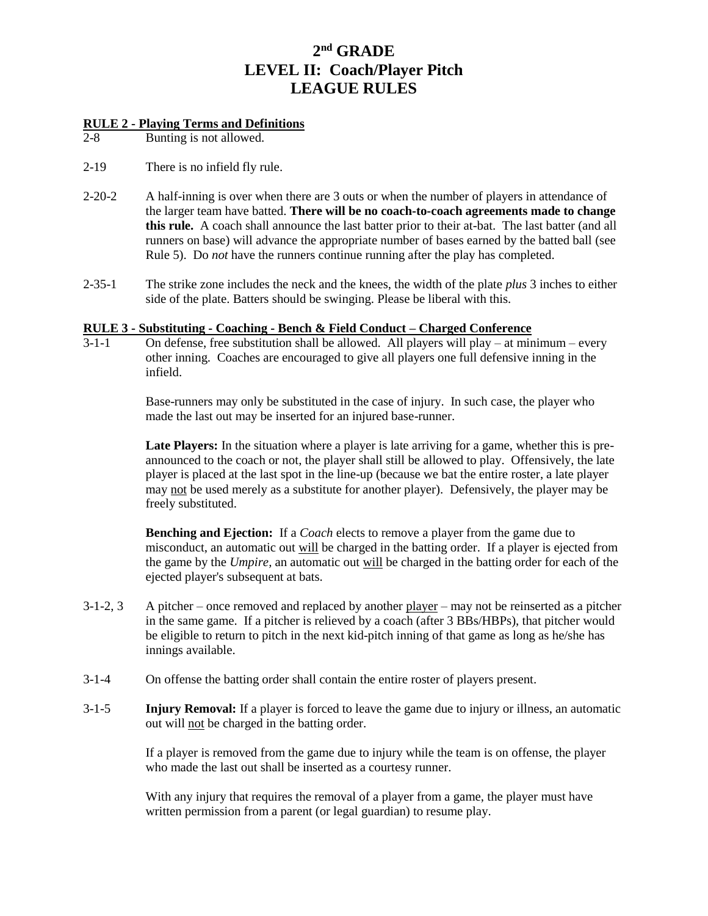# 2nd GRADE
# LEVEL II: Coach/Player Pitch
# LEAGUE RULES

**RULE 2 - Playing Terms and Definitions**

2-8 Bunting is not allowed.

2-19 There is no infield fly rule.

2-20-2 A half-inning is over when there are 3 outs or when the number of players in attendance of the larger team have batted. **There will be no coach-to-coach agreements made to change this rule.** A coach shall announce the last batter prior to their at-bat. The last batter (and all runners on base) will advance the appropriate number of bases earned by the batted ball (see Rule 5). Do *not* have the runners continue running after the play has completed.

2-35-1 The strike zone includes the neck and the knees, the width of the plate *plus* 3 inches to either side of the plate. Batters should be swinging. Please be liberal with this.

**RULE 3 - Substituting - Coaching - Bench & Field Conduct – Charged Conference**

3-1-1 On defense, free substitution shall be allowed. All players will play – at minimum – every other inning. Coaches are encouraged to give all players one full defensive inning in the infield.

Base-runners may only be substituted in the case of injury. In such case, the player who made the last out may be inserted for an injured base-runner.

**Late Players:** In the situation where a player is late arriving for a game, whether this is pre-announced to the coach or not, the player shall still be allowed to play. Offensively, the late player is placed at the last spot in the line-up (because we bat the entire roster, a late player may not be used merely as a substitute for another player). Defensively, the player may be freely substituted.

**Benching and Ejection:** If a *Coach* elects to remove a player from the game due to misconduct, an automatic out will be charged in the batting order. If a player is ejected from the game by the *Umpire*, an automatic out will be charged in the batting order for each of the ejected player's subsequent at bats.

3-1-2, 3 A pitcher – once removed and replaced by another player – may not be reinserted as a pitcher in the same game. If a pitcher is relieved by a coach (after 3 BBs/HBPs), that pitcher would be eligible to return to pitch in the next kid-pitch inning of that game as long as he/she has innings available.

3-1-4 On offense the batting order shall contain the entire roster of players present.

3-1-5 **Injury Removal:** If a player is forced to leave the game due to injury or illness, an automatic out will not be charged in the batting order.

If a player is removed from the game due to injury while the team is on offense, the player who made the last out shall be inserted as a courtesy runner.

With any injury that requires the removal of a player from a game, the player must have written permission from a parent (or legal guardian) to resume play.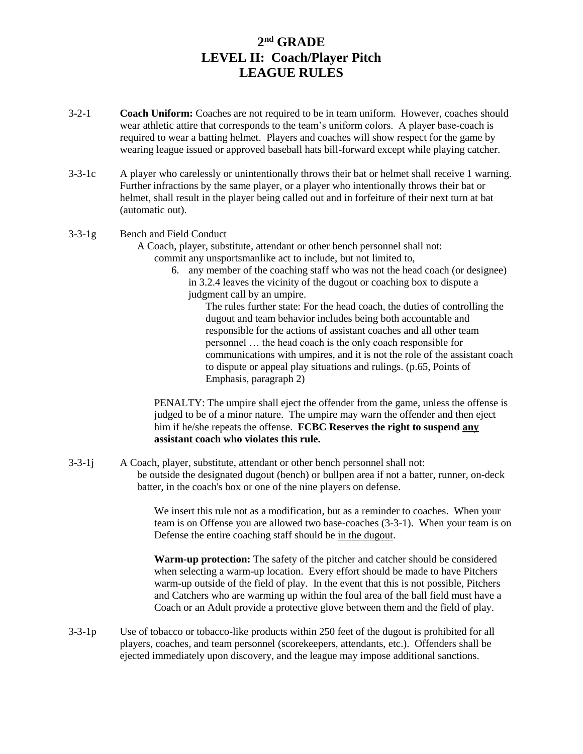# 2nd GRADE
# LEVEL II: Coach/Player Pitch
# LEAGUE RULES

3-2-1 **Coach Uniform:** Coaches are not required to be in team uniform. However, coaches should wear athletic attire that corresponds to the team's uniform colors. A player base-coach is required to wear a batting helmet. Players and coaches will show respect for the game by wearing league issued or approved baseball hats bill-forward except while playing catcher.

3-3-1c A player who carelessly or unintentionally throws their bat or helmet shall receive 1 warning. Further infractions by the same player, or a player who intentionally throws their bat or helmet, shall result in the player being called out and in forfeiture of their next turn at bat (automatic out).

3-3-1g Bench and Field Conduct

A Coach, player, substitute, attendant or other bench personnel shall not:

commit any unsportsmanlike act to include, but not limited to,

6. any member of the coaching staff who was not the head coach (or designee) in 3.2.4 leaves the vicinity of the dugout or coaching box to dispute a judgment call by an umpire.

   The rules further state: For the head coach, the duties of controlling the dugout and team behavior includes being both accountable and responsible for the actions of assistant coaches and all other team personnel … the head coach is the only coach responsible for communications with umpires, and it is not the role of the assistant coach to dispute or appeal play situations and rulings. (p.65, Points of Emphasis, paragraph 2)

PENALTY: The umpire shall eject the offender from the game, unless the offense is judged to be of a minor nature. The umpire may warn the offender and then eject him if he/she repeats the offense. **FCBC Reserves the right to suspend <u>any</u> assistant coach who violates this rule.**

3-3-1j A Coach, player, substitute, attendant or other bench personnel shall not:

be outside the designated dugout (bench) or bullpen area if not a batter, runner, on-deck batter, in the coach's box or one of the nine players on defense.

We insert this rule <u>not</u> as a modification, but as a reminder to coaches. When your team is on Offense you are allowed two base-coaches (3-3-1). When your team is on Defense the entire coaching staff should be <u>in the dugout</u>.

**Warm-up protection:** The safety of the pitcher and catcher should be considered when selecting a warm-up location. Every effort should be made to have Pitchers warm-up outside of the field of play. In the event that this is not possible, Pitchers and Catchers who are warming up within the foul area of the ball field must have a Coach or an Adult provide a protective glove between them and the field of play.

3-3-1p Use of tobacco or tobacco-like products within 250 feet of the dugout is prohibited for all players, coaches, and team personnel (scorekeepers, attendants, etc.). Offenders shall be ejected immediately upon discovery, and the league may impose additional sanctions.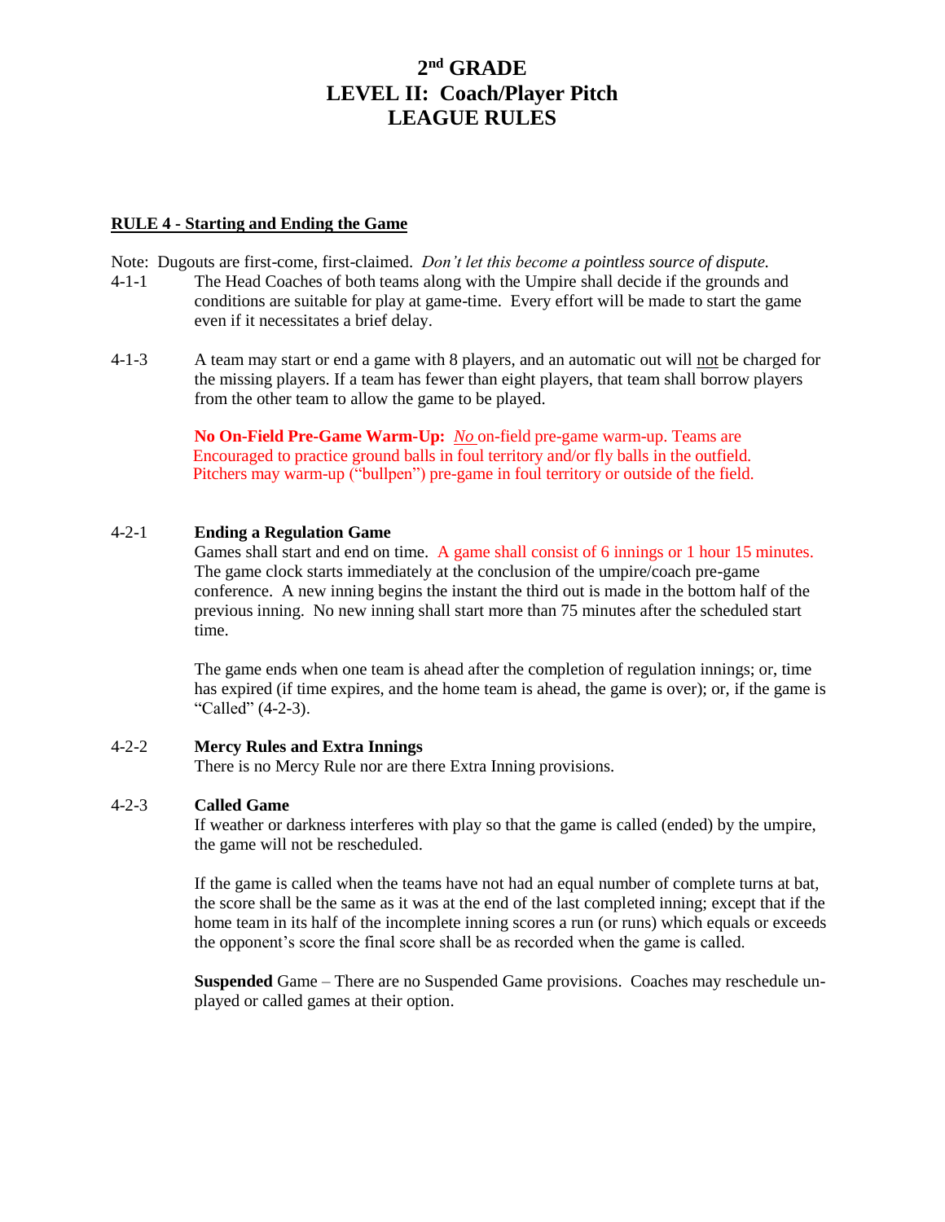# 2nd GRADE
# LEVEL II: Coach/Player Pitch
# LEAGUE RULES

**RULE 4 - Starting and Ending the Game**

Note: Dugouts are first-come, first-claimed. *Don't let this become a pointless source of dispute.*

4-1-1 The Head Coaches of both teams along with the Umpire shall decide if the grounds and conditions are suitable for play at game-time. Every effort will be made to start the game even if it necessitates a brief delay.

4-1-3 A team may start or end a game with 8 players, and an automatic out will not be charged for the missing players. If a team has fewer than eight players, that team shall borrow players from the other team to allow the game to be played.

**No On-Field Pre-Game Warm-Up:** *No* on-field pre-game warm-up. Teams are Encouraged to practice ground balls in foul territory and/or fly balls in the outfield. Pitchers may warm-up ("bullpen") pre-game in foul territory or outside of the field.

4-2-1 **Ending a Regulation Game**

Games shall start and end on time. A game shall consist of 6 innings or 1 hour 15 minutes. The game clock starts immediately at the conclusion of the umpire/coach pre-game conference. A new inning begins the instant the third out is made in the bottom half of the previous inning. No new inning shall start more than 75 minutes after the scheduled start time.

The game ends when one team is ahead after the completion of regulation innings; or, time has expired (if time expires, and the home team is ahead, the game is over); or, if the game is "Called" (4-2-3).

4-2-2 **Mercy Rules and Extra Innings**

There is no Mercy Rule nor are there Extra Inning provisions.

4-2-3 **Called Game**

If weather or darkness interferes with play so that the game is called (ended) by the umpire, the game will not be rescheduled.

If the game is called when the teams have not had an equal number of complete turns at bat, the score shall be the same as it was at the end of the last completed inning; except that if the home team in its half of the incomplete inning scores a run (or runs) which equals or exceeds the opponent's score the final score shall be as recorded when the game is called.

**Suspended** Game – There are no Suspended Game provisions. Coaches may reschedule un-played or called games at their option.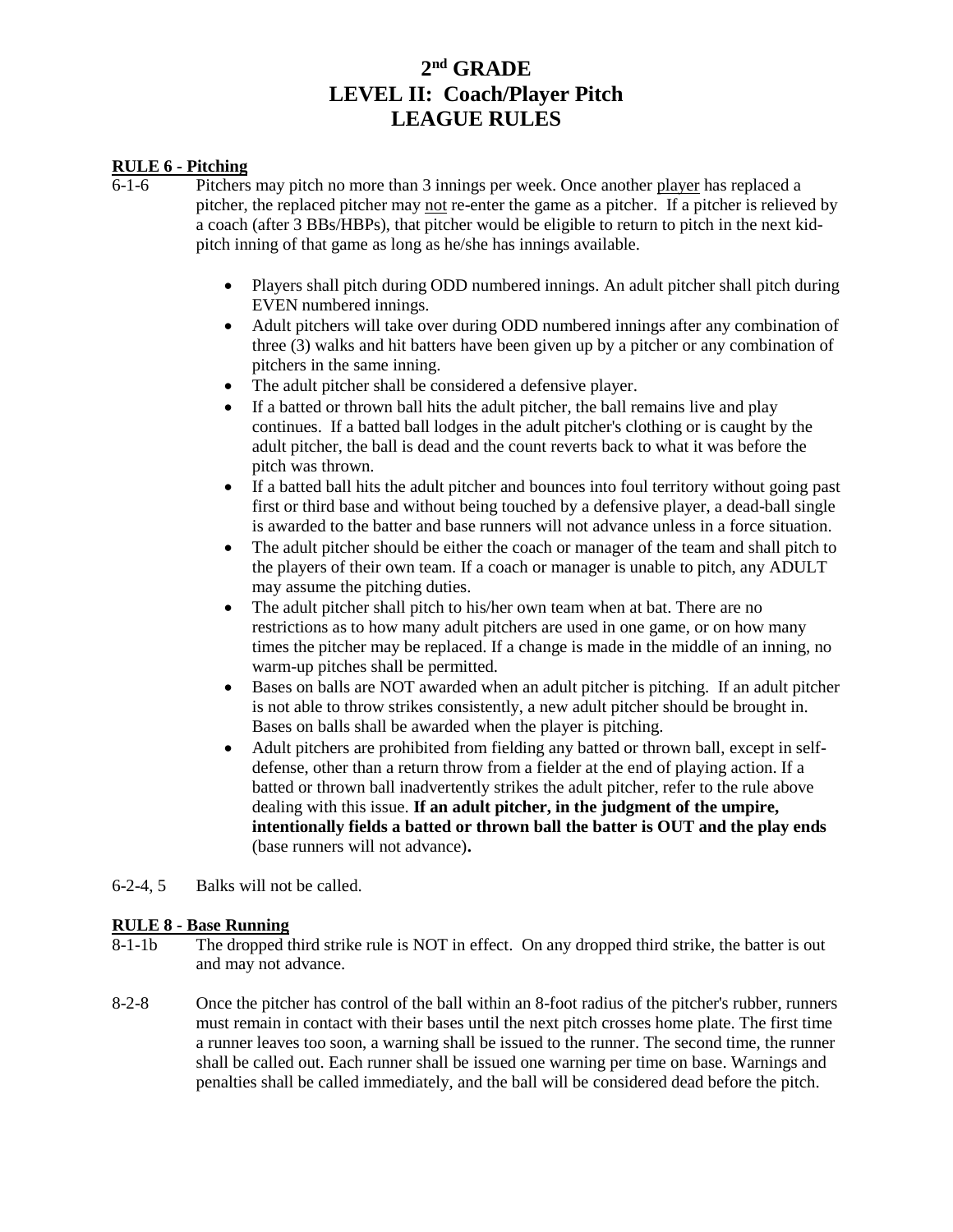# 2nd GRADE
# LEVEL II: Coach/Player Pitch
# LEAGUE RULES

**RULE 6 - Pitching**

6-1-6 Pitchers may pitch no more than 3 innings per week. Once another player has replaced a pitcher, the replaced pitcher may not re-enter the game as a pitcher. If a pitcher is relieved by a coach (after 3 BBs/HBPs), that pitcher would be eligible to return to pitch in the next kid-pitch inning of that game as long as he/she has innings available.

- Players shall pitch during ODD numbered innings. An adult pitcher shall pitch during EVEN numbered innings.
- Adult pitchers will take over during ODD numbered innings after any combination of three (3) walks and hit batters have been given up by a pitcher or any combination of pitchers in the same inning.
- The adult pitcher shall be considered a defensive player.
- If a batted or thrown ball hits the adult pitcher, the ball remains live and play continues. If a batted ball lodges in the adult pitcher's clothing or is caught by the adult pitcher, the ball is dead and the count reverts back to what it was before the pitch was thrown.
- If a batted ball hits the adult pitcher and bounces into foul territory without going past first or third base and without being touched by a defensive player, a dead-ball single is awarded to the batter and base runners will not advance unless in a force situation.
- The adult pitcher should be either the coach or manager of the team and shall pitch to the players of their own team. If a coach or manager is unable to pitch, any ADULT may assume the pitching duties.
- The adult pitcher shall pitch to his/her own team when at bat. There are no restrictions as to how many adult pitchers are used in one game, or on how many times the pitcher may be replaced. If a change is made in the middle of an inning, no warm-up pitches shall be permitted.
- Bases on balls are NOT awarded when an adult pitcher is pitching. If an adult pitcher is not able to throw strikes consistently, a new adult pitcher should be brought in. Bases on balls shall be awarded when the player is pitching.
- Adult pitchers are prohibited from fielding any batted or thrown ball, except in self-defense, other than a return throw from a fielder at the end of playing action. If a batted or thrown ball inadvertently strikes the adult pitcher, refer to the rule above dealing with this issue. **If an adult pitcher, in the judgment of the umpire, intentionally fields a batted or thrown ball the batter is OUT and the play ends** (base runners will not advance)**.**

6-2-4, 5 Balks will not be called.

**RULE 8 - Base Running**

8-1-1b The dropped third strike rule is NOT in effect. On any dropped third strike, the batter is out and may not advance.

8-2-8 Once the pitcher has control of the ball within an 8-foot radius of the pitcher's rubber, runners must remain in contact with their bases until the next pitch crosses home plate. The first time a runner leaves too soon, a warning shall be issued to the runner. The second time, the runner shall be called out. Each runner shall be issued one warning per time on base. Warnings and penalties shall be called immediately, and the ball will be considered dead before the pitch.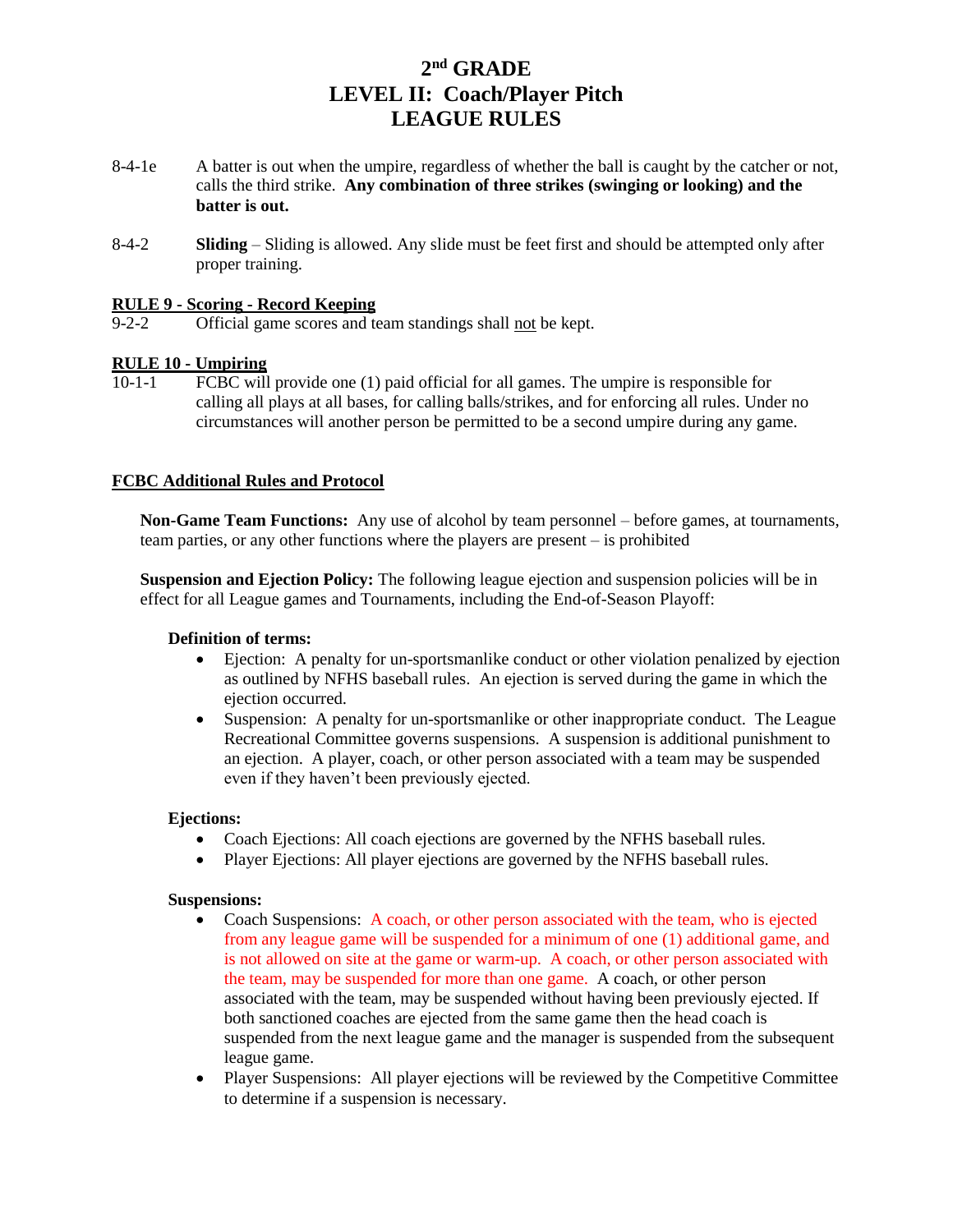# 2nd GRADE
# LEVEL II: Coach/Player Pitch
# LEAGUE RULES

8-4-1e A batter is out when the umpire, regardless of whether the ball is caught by the catcher or not, calls the third strike. **Any combination of three strikes (swinging or looking) and the batter is out.**

8-4-2 **Sliding** – Sliding is allowed. Any slide must be feet first and should be attempted only after proper training.

**RULE 9 - Scoring - Record Keeping**

9-2-2 Official game scores and team standings shall not be kept.

**RULE 10 - Umpiring**

10-1-1 FCBC will provide one (1) paid official for all games. The umpire is responsible for calling all plays at all bases, for calling balls/strikes, and for enforcing all rules. Under no circumstances will another person be permitted to be a second umpire during any game.

**FCBC Additional Rules and Protocol**

**Non-Game Team Functions:** Any use of alcohol by team personnel – before games, at tournaments, team parties, or any other functions where the players are present – is prohibited

**Suspension and Ejection Policy:** The following league ejection and suspension policies will be in effect for all League games and Tournaments, including the End-of-Season Playoff:

**Definition of terms:**

- Ejection: A penalty for un-sportsmanlike conduct or other violation penalized by ejection as outlined by NFHS baseball rules. An ejection is served during the game in which the ejection occurred.
- Suspension: A penalty for un-sportsmanlike or other inappropriate conduct. The League Recreational Committee governs suspensions. A suspension is additional punishment to an ejection. A player, coach, or other person associated with a team may be suspended even if they haven't been previously ejected.

**Ejections:**

- Coach Ejections: All coach ejections are governed by the NFHS baseball rules.
- Player Ejections: All player ejections are governed by the NFHS baseball rules.

**Suspensions:**

- Coach Suspensions: A coach, or other person associated with the team, who is ejected from any league game will be suspended for a minimum of one (1) additional game, and is not allowed on site at the game or warm-up. A coach, or other person associated with the team, may be suspended for more than one game. A coach, or other person associated with the team, may be suspended without having been previously ejected. If both sanctioned coaches are ejected from the same game then the head coach is suspended from the next league game and the manager is suspended from the subsequent league game.
- Player Suspensions: All player ejections will be reviewed by the Competitive Committee to determine if a suspension is necessary.